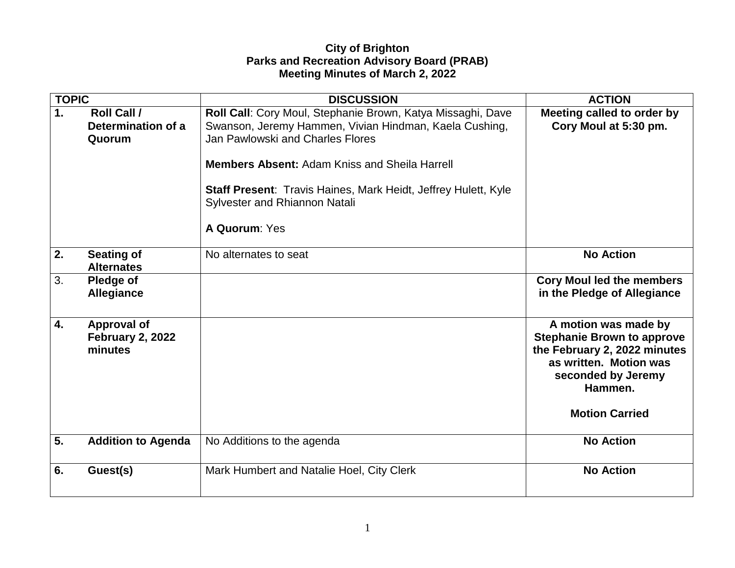**City of Brighton**
**Parks and Recreation Advisory Board (PRAB)**
**Meeting Minutes of March 2, 2022**

| TOPIC | DISCUSSION | ACTION |
|---|---|---|
| **1. Roll Call / Determination of a Quorum** | **Roll Call**: Cory Moul, Stephanie Brown, Katya Missaghi, Dave Swanson, Jeremy Hammen, Vivian Hindman, Kaela Cushing, Jan Pawlowski and Charles Flores<br><br>**Members Absent:** Adam Kniss and Sheila Harrell<br><br>**Staff Present**: Travis Haines, Mark Heidt, Jeffrey Hulett, Kyle Sylvester and Rhiannon Natali<br><br>**A Quorum**: Yes | **Meeting called to order by Cory Moul at 5:30 pm.** |
| **2. Seating of Alternates** | No alternates to seat | **No Action** |
| 3. **Pledge of Allegiance** | | **Cory Moul led the members in the Pledge of Allegiance** |
| **4. Approval of February 2, 2022 minutes** | | **A motion was made by Stephanie Brown to approve the February 2, 2022 minutes as written. Motion was seconded by Jeremy Hammen.**<br><br>**Motion Carried** |
| **5. Addition to Agenda** | No Additions to the agenda | **No Action** |
| **6. Guest(s)** | Mark Humbert and Natalie Hoel, City Clerk | **No Action** |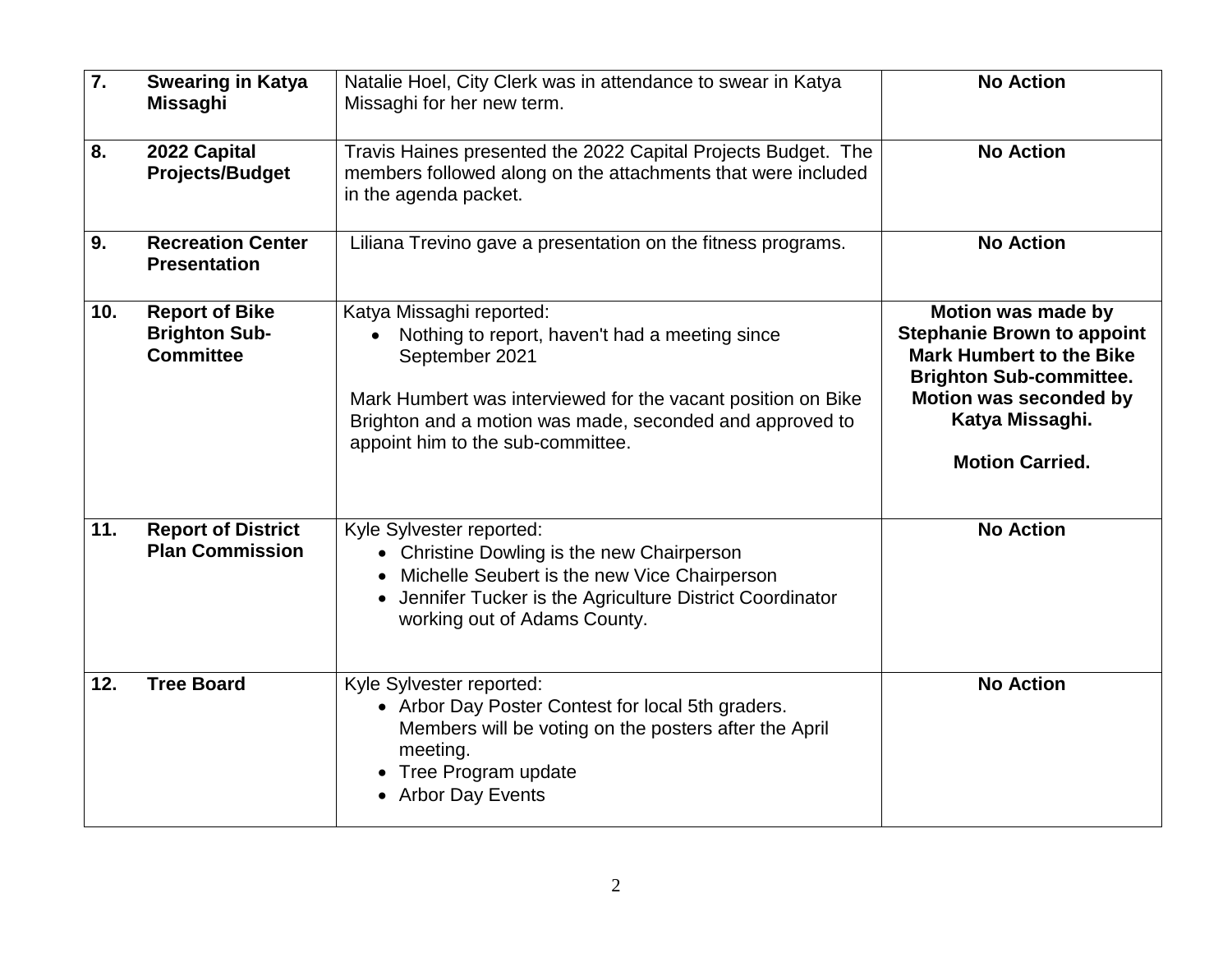| 7. | **Swearing in Katya Missaghi** | Natalie Hoel, City Clerk was in attendance to swear in Katya Missaghi for her new term. | **No Action** |
|---|---|---|---|
| 8. | **2022 Capital Projects/Budget** | Travis Haines presented the 2022 Capital Projects Budget. The members followed along on the attachments that were included in the agenda packet. | **No Action** |
| 9. | **Recreation Center Presentation** | Liliana Trevino gave a presentation on the fitness programs. | **No Action** |
| 10. | **Report of Bike Brighton Sub-Committee** | Katya Missaghi reported:<br>• Nothing to report, haven't had a meeting since September 2021<br><br>Mark Humbert was interviewed for the vacant position on Bike Brighton and a motion was made, seconded and approved to appoint him to the sub-committee. | **Motion was made by Stephanie Brown to appoint Mark Humbert to the Bike Brighton Sub-committee. Motion was seconded by Katya Missaghi.**<br><br>**Motion Carried.** |
| 11. | **Report of District Plan Commission** | Kyle Sylvester reported:<br>• Christine Dowling is the new Chairperson<br>• Michelle Seubert is the new Vice Chairperson<br>• Jennifer Tucker is the Agriculture District Coordinator working out of Adams County. | **No Action** |
| 12. | **Tree Board** | Kyle Sylvester reported:<br>• Arbor Day Poster Contest for local 5th graders. Members will be voting on the posters after the April meeting.<br>• Tree Program update<br>• Arbor Day Events | **No Action** |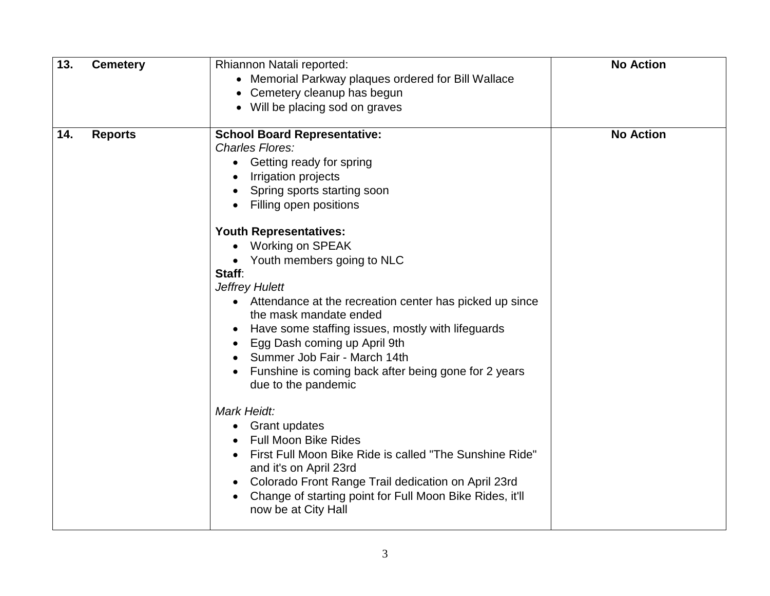| | | |
|---|---|---|
| **13. Cemetery** | Rhiannon Natali reported:<br>• Memorial Parkway plaques ordered for Bill Wallace<br>• Cemetery cleanup has begun<br>• Will be placing sod on graves | **No Action** |
| **14. Reports** | **School Board Representative:**<br>*Charles Flores:*<br>• Getting ready for spring<br>• Irrigation projects<br>• Spring sports starting soon<br>• Filling open positions<br><br>**Youth Representatives:**<br>• Working on SPEAK<br>• Youth members going to NLC<br>**Staff**:<br>*Jeffrey Hulett*<br>• Attendance at the recreation center has picked up since the mask mandate ended<br>• Have some staffing issues, mostly with lifeguards<br>• Egg Dash coming up April 9th<br>• Summer Job Fair - March 14th<br>• Funshine is coming back after being gone for 2 years due to the pandemic<br><br>*Mark Heidt:*<br>• Grant updates<br>• Full Moon Bike Rides<br>• First Full Moon Bike Ride is called "The Sunshine Ride" and it's on April 23rd<br>• Colorado Front Range Trail dedication on April 23rd<br>• Change of starting point for Full Moon Bike Rides, it'll now be at City Hall | **No Action** |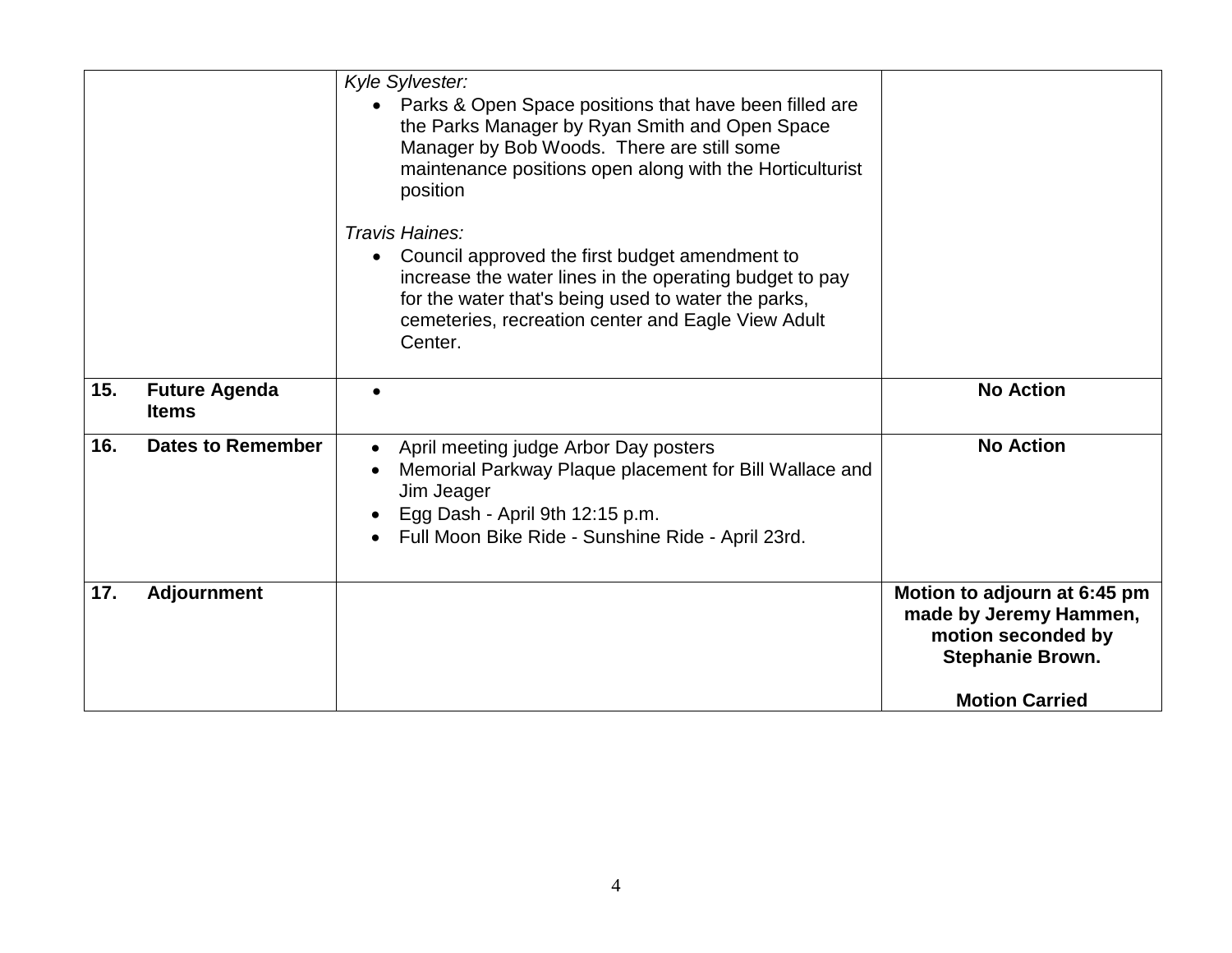| | | |
|---|---|---|
| | *Kyle Sylvester:*<br>• Parks & Open Space positions that have been filled are the Parks Manager by Ryan Smith and Open Space Manager by Bob Woods. There are still some maintenance positions open along with the Horticulturist position<br><br>*Travis Haines:*<br>• Council approved the first budget amendment to increase the water lines in the operating budget to pay for the water that's being used to water the parks, cemeteries, recreation center and Eagle View Adult Center. | |
| **15. Future Agenda Items** | • | **No Action** |
| **16. Dates to Remember** | • April meeting judge Arbor Day posters<br>• Memorial Parkway Plaque placement for Bill Wallace and Jim Jeager<br>• Egg Dash - April 9th 12:15 p.m.<br>• Full Moon Bike Ride - Sunshine Ride - April 23rd. | **No Action** |
| **17. Adjournment** | | **Motion to adjourn at 6:45 pm made by Jeremy Hammen, motion seconded by Stephanie Brown.**<br><br>**Motion Carried** |